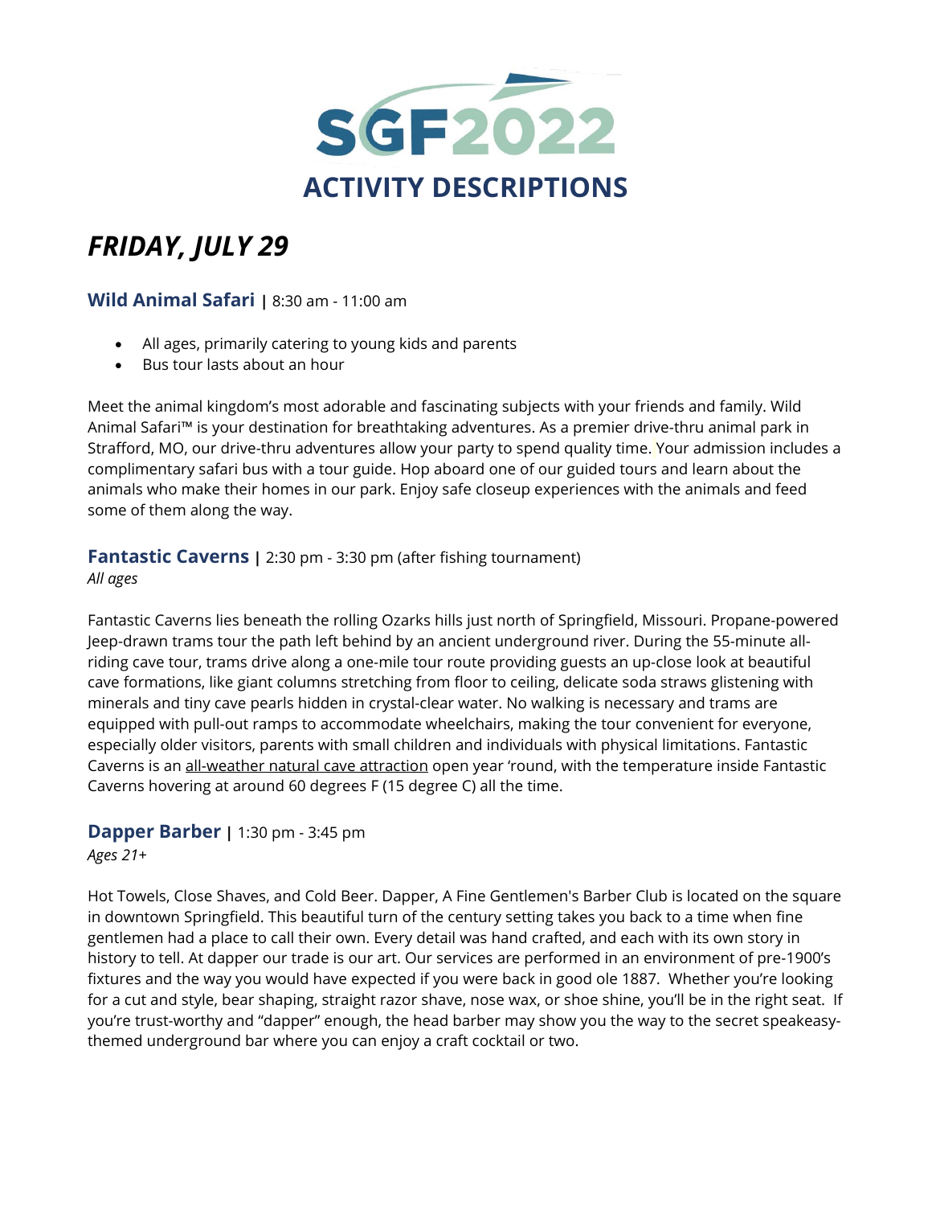# SGF2022

# ACTIVITY DESCRIPTIONS

## *FRIDAY, JULY 29*

### Wild Animal Safari | 8:30 am - 11:00 am

- All ages, primarily catering to young kids and parents
- Bus tour lasts about an hour

Meet the animal kingdom's most adorable and fascinating subjects with your friends and family. Wild Animal Safari™ is your destination for breathtaking adventures. As a premier drive-thru animal park in Strafford, MO, our drive-thru adventures allow your party to spend quality time. Your admission includes a complimentary safari bus with a tour guide. Hop aboard one of our guided tours and learn about the animals who make their homes in our park. Enjoy safe closeup experiences with the animals and feed some of them along the way.

### Fantastic Caverns | 2:30 pm - 3:30 pm (after fishing tournament)

*All ages*

Fantastic Caverns lies beneath the rolling Ozarks hills just north of Springfield, Missouri. Propane-powered Jeep-drawn trams tour the path left behind by an ancient underground river. During the 55-minute all-riding cave tour, trams drive along a one-mile tour route providing guests an up-close look at beautiful cave formations, like giant columns stretching from floor to ceiling, delicate soda straws glistening with minerals and tiny cave pearls hidden in crystal-clear water. No walking is necessary and trams are equipped with pull-out ramps to accommodate wheelchairs, making the tour convenient for everyone, especially older visitors, parents with small children and individuals with physical limitations. Fantastic Caverns is an all-weather natural cave attraction open year 'round, with the temperature inside Fantastic Caverns hovering at around 60 degrees F (15 degree C) all the time.

### Dapper Barber | 1:30 pm - 3:45 pm

*Ages 21+*

Hot Towels, Close Shaves, and Cold Beer. Dapper, A Fine Gentlemen's Barber Club is located on the square in downtown Springfield. This beautiful turn of the century setting takes you back to a time when fine gentlemen had a place to call their own. Every detail was hand crafted, and each with its own story in history to tell. At dapper our trade is our art. Our services are performed in an environment of pre-1900's fixtures and the way you would have expected if you were back in good ole 1887. Whether you're looking for a cut and style, bear shaping, straight razor shave, nose wax, or shoe shine, you'll be in the right seat. If you're trust-worthy and "dapper" enough, the head barber may show you the way to the secret speakeasy-themed underground bar where you can enjoy a craft cocktail or two.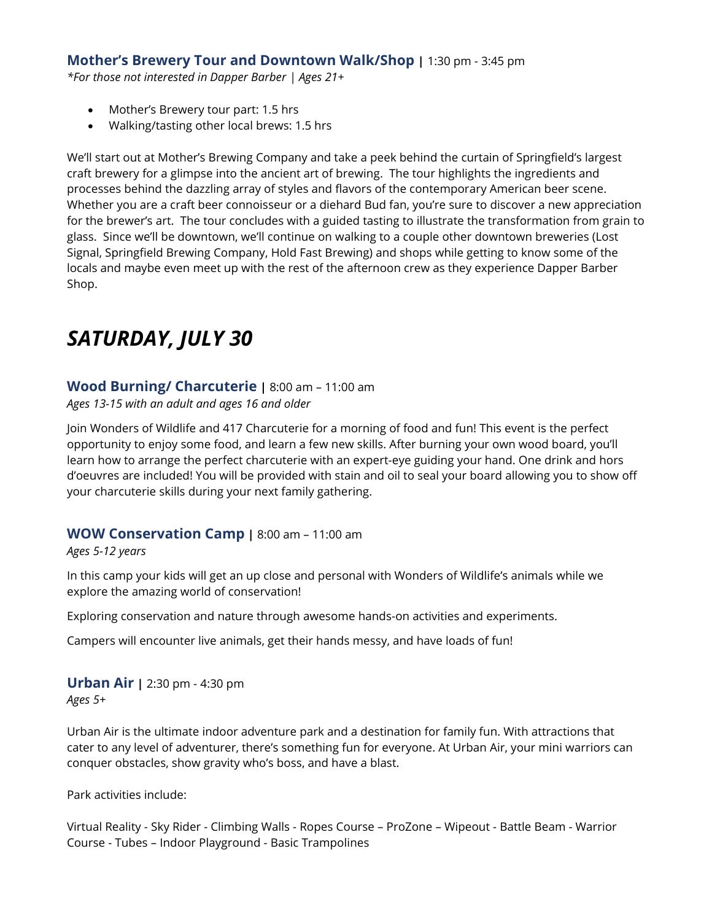### **Mother's Brewery Tour and Downtown Walk/Shop** | 1:30 pm - 3:45 pm

*\*For those not interested in Dapper Barber | Ages 21+*

- Mother's Brewery tour part: 1.5 hrs
- Walking/tasting other local brews: 1.5 hrs

We'll start out at Mother's Brewing Company and take a peek behind the curtain of Springfield's largest craft brewery for a glimpse into the ancient art of brewing. The tour highlights the ingredients and processes behind the dazzling array of styles and flavors of the contemporary American beer scene. Whether you are a craft beer connoisseur or a diehard Bud fan, you're sure to discover a new appreciation for the brewer's art. The tour concludes with a guided tasting to illustrate the transformation from grain to glass. Since we'll be downtown, we'll continue on walking to a couple other downtown breweries (Lost Signal, Springfield Brewing Company, Hold Fast Brewing) and shops while getting to know some of the locals and maybe even meet up with the rest of the afternoon crew as they experience Dapper Barber Shop.

# *SATURDAY, JULY 30*

### **Wood Burning/ Charcuterie** | 8:00 am – 11:00 am

*Ages 13-15 with an adult and ages 16 and older*

Join Wonders of Wildlife and 417 Charcuterie for a morning of food and fun! This event is the perfect opportunity to enjoy some food, and learn a few new skills. After burning your own wood board, you'll learn how to arrange the perfect charcuterie with an expert-eye guiding your hand. One drink and hors d'oeuvres are included! You will be provided with stain and oil to seal your board allowing you to show off your charcuterie skills during your next family gathering.

### **WOW Conservation Camp** | 8:00 am – 11:00 am

*Ages 5-12 years*

In this camp your kids will get an up close and personal with Wonders of Wildlife's animals while we explore the amazing world of conservation!

Exploring conservation and nature through awesome hands-on activities and experiments.

Campers will encounter live animals, get their hands messy, and have loads of fun!

### **Urban Air** | 2:30 pm - 4:30 pm

*Ages 5+*

Urban Air is the ultimate indoor adventure park and a destination for family fun. With attractions that cater to any level of adventurer, there's something fun for everyone. At Urban Air, your mini warriors can conquer obstacles, show gravity who's boss, and have a blast.

Park activities include:

Virtual Reality - Sky Rider - Climbing Walls - Ropes Course – ProZone – Wipeout - Battle Beam - Warrior Course - Tubes – Indoor Playground - Basic Trampolines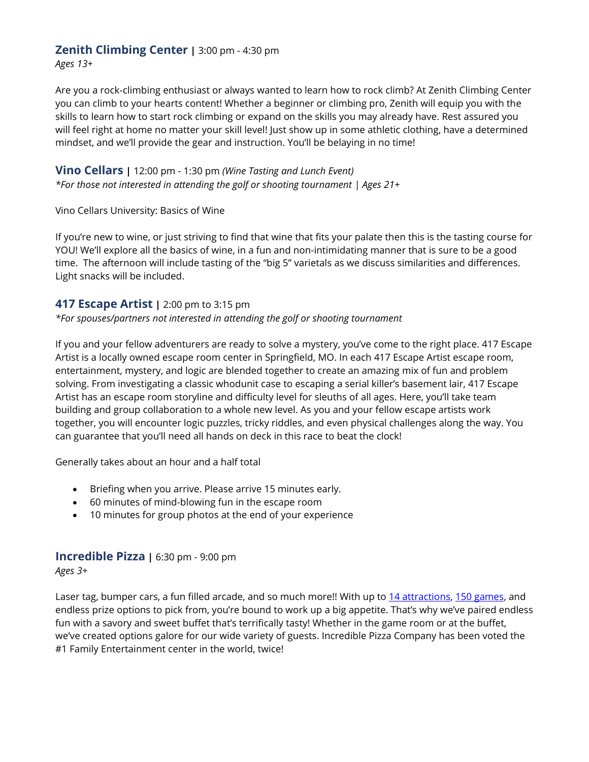## **Zenith Climbing Center** | 3:00 pm - 4:30 pm

*Ages 13+*

Are you a rock-climbing enthusiast or always wanted to learn how to rock climb? At Zenith Climbing Center you can climb to your hearts content! Whether a beginner or climbing pro, Zenith will equip you with the skills to learn how to start rock climbing or expand on the skills you may already have. Rest assured you will feel right at home no matter your skill level! Just show up in some athletic clothing, have a determined mindset, and we'll provide the gear and instruction. You'll be belaying in no time!

## **Vino Cellars** | 12:00 pm - 1:30 pm *(Wine Tasting and Lunch Event)*

**For those not interested in attending the golf or shooting tournament | Ages 21+*

Vino Cellars University: Basics of Wine

If you're new to wine, or just striving to find that wine that fits your palate then this is the tasting course for YOU! We'll explore all the basics of wine, in a fun and non-intimidating manner that is sure to be a good time. The afternoon will include tasting of the "big 5" varietals as we discuss similarities and differences. Light snacks will be included.

## **417 Escape Artist** | 2:00 pm to 3:15 pm

**For spouses/partners not interested in attending the golf or shooting tournament*

If you and your fellow adventurers are ready to solve a mystery, you've come to the right place. 417 Escape Artist is a locally owned escape room center in Springfield, MO. In each 417 Escape Artist escape room, entertainment, mystery, and logic are blended together to create an amazing mix of fun and problem solving. From investigating a classic whodunit case to escaping a serial killer's basement lair, 417 Escape Artist has an escape room storyline and difficulty level for sleuths of all ages. Here, you'll take team building and group collaboration to a whole new level. As you and your fellow escape artists work together, you will encounter logic puzzles, tricky riddles, and even physical challenges along the way. You can guarantee that you'll need all hands on deck in this race to beat the clock!

Generally takes about an hour and a half total

- Briefing when you arrive. Please arrive 15 minutes early.
- 60 minutes of mind-blowing fun in the escape room
- 10 minutes for group photos at the end of your experience

## **Incredible Pizza** | 6:30 pm - 9:00 pm

*Ages 3+*

Laser tag, bumper cars, a fun filled arcade, and so much more!! With up to 14 attractions, 150 games, and endless prize options to pick from, you're bound to work up a big appetite. That's why we've paired endless fun with a savory and sweet buffet that's terrifically tasty! Whether in the game room or at the buffet, we've created options galore for our wide variety of guests. Incredible Pizza Company has been voted the #1 Family Entertainment center in the world, twice!